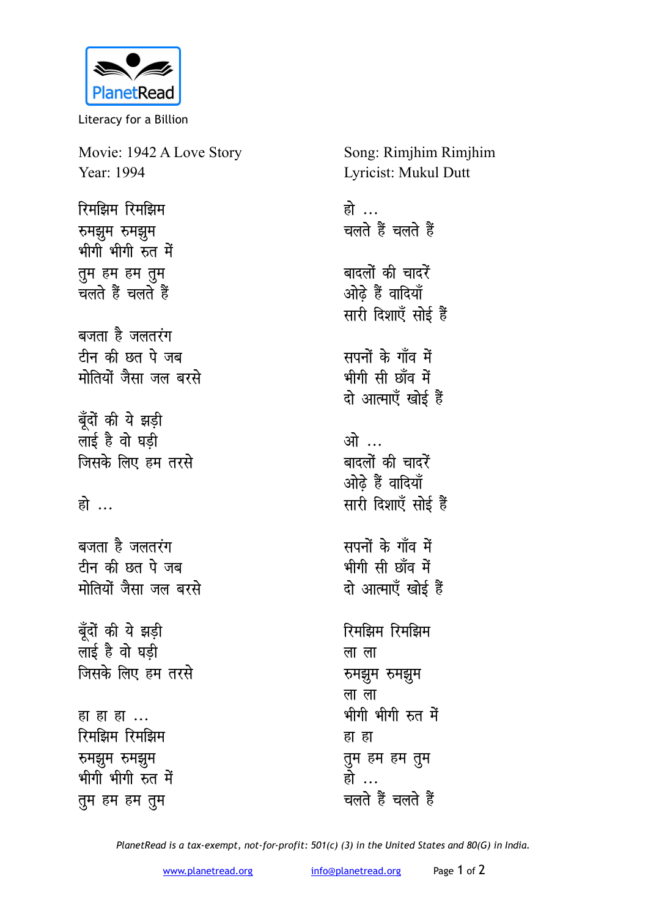PlanetRead

Literacy for a Billion

Movie: 1942 A Love Story
Year: 1994

Song: Rimjhim Rimjhim
Lyricist: Mukul Dutt

रिमझिम रिमझिम
रुमझुम रुमझुम
भीगी भीगी रुत में
तुम हम हम तुम
चलते हैं चलते हैं

बजता है जलतरंग
टीन की छत पे जब
मोतियों जैसा जल बरसे

बूँदों की ये झड़ी
लाई है वो घड़ी
जिसके लिए हम तरसे

हो ...

बजता है जलतरंग
टीन की छत पे जब
मोतियों जैसा जल बरसे

बूँदों की ये झड़ी
लाई है वो घड़ी
जिसके लिए हम तरसे

हा हा हा ...
रिमझिम रिमझिम
रुमझुम रुमझुम
भीगी भीगी रुत में
तुम हम हम तुम
हो ...
चलते हैं चलते हैं

बादलों की चादरें
ओढ़े हैं वादियाँ
सारी दिशाएँ सोई हैं

सपनों के गाँव में
भीगी सी छाँव में
दो आत्माएँ खोई हैं

ओ ...
बादलों की चादरें
ओढ़े हैं वादियाँ
सारी दिशाएँ सोई हैं

सपनों के गाँव में
भीगी सी छाँव में
दो आत्माएँ खोई हैं

रिमझिम रिमझिम
ला ला
रुमझुम रुमझुम
ला ला
भीगी भीगी रुत में
हा हा
तुम हम हम तुम
हो ...
चलते हैं चलते हैं

*PlanetRead is a tax-exempt, not-for-profit: 501(c) (3) in the United States and 80(G) in India.*

www.planetread.org info@planetread.org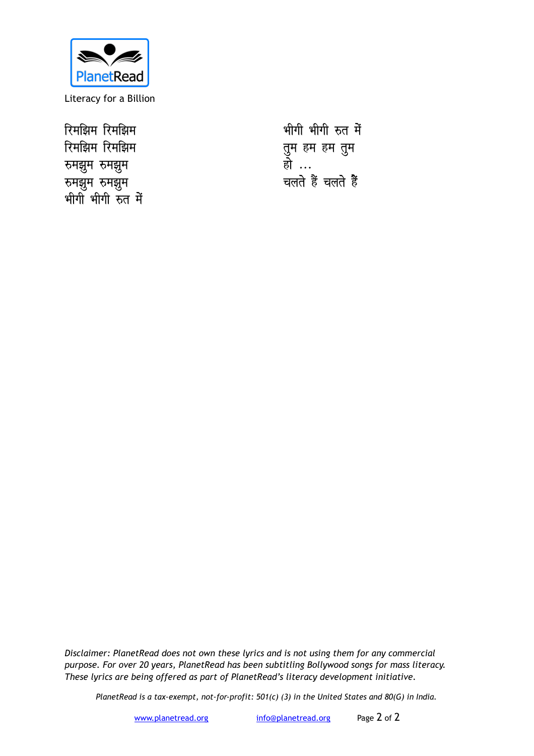Literacy for a Billion

रिमझिम रिमझिम
रिमझिम रिमझिम
रुमझुम रुमझुम
रुमझुम रुमझुम
भीगी भीगी रुत में

भीगी भीगी रुत में
तुम हम हम तुम
हो ...
चलते हैं चलते हैं

*Disclaimer: PlanetRead does not own these lyrics and is not using them for any commercial purpose. For over 20 years, PlanetRead has been subtitling Bollywood songs for mass literacy. These lyrics are being offered as part of PlanetRead's literacy development initiative.*

*PlanetRead is a tax-exempt, not-for-profit: 501(c) (3) in the United States and 80(G) in India.*

www.planetread.org info@planetread.org